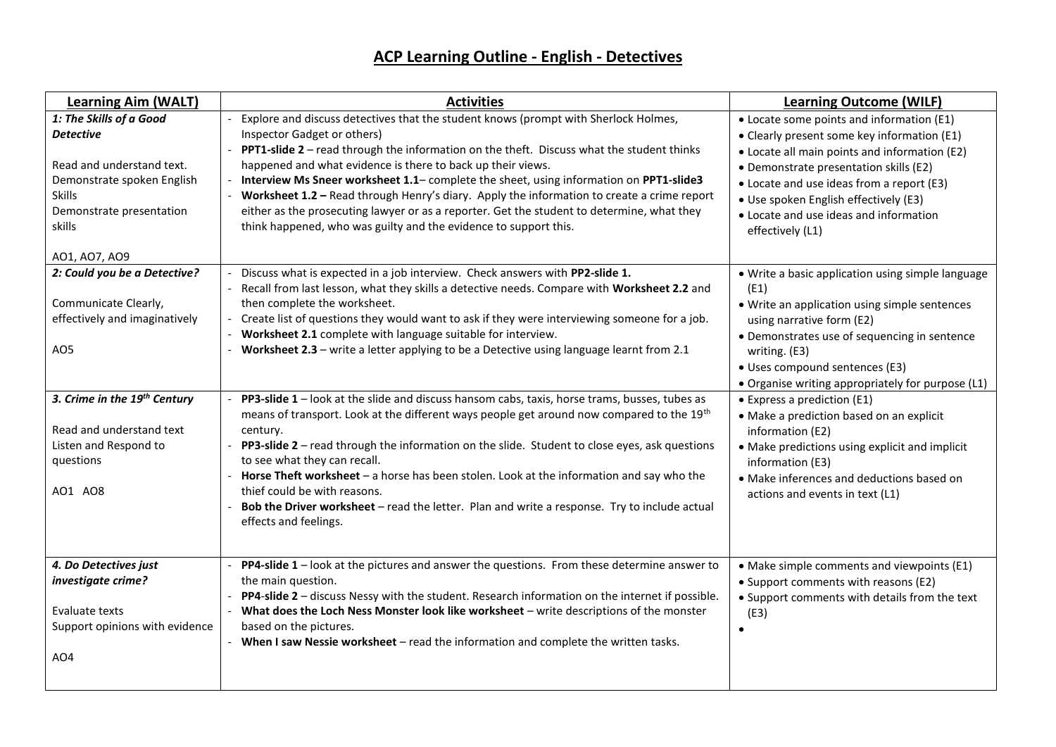# ACP Learning Outline - English - Detectives

| Learning Aim (WALT) | Activities | Learning Outcome (WILF) |
|---|---|---|
| ***1: The Skills of a Good Detective***<br><br>Read and understand text.<br>Demonstrate spoken English Skills<br>Demonstrate presentation skills<br><br>AO1, AO7, AO9 | - Explore and discuss detectives that the student knows (prompt with Sherlock Holmes, Inspector Gadget or others)<br>- **PPT1-slide 2** – read through the information on the theft. Discuss what the student thinks happened and what evidence is there to back up their views.<br>- **Interview Ms Sneer worksheet 1.1**– complete the sheet, using information on **PPT1-slide3**<br>- **Worksheet 1.2 –** Read through Henry's diary. Apply the information to create a crime report either as the prosecuting lawyer or as a reporter. Get the student to determine, what they think happened, who was guilty and the evidence to support this. | • Locate some points and information (E1)<br>• Clearly present some key information (E1)<br>• Locate all main points and information (E2)<br>• Demonstrate presentation skills (E2)<br>• Locate and use ideas from a report (E3)<br>• Use spoken English effectively (E3)<br>• Locate and use ideas and information effectively (L1) |
| ***2: Could you be a Detective?***<br><br>Communicate Clearly, effectively and imaginatively<br><br>AO5 | - Discuss what is expected in a job interview. Check answers with **PP2-slide 1.**<br>- Recall from last lesson, what they skills a detective needs. Compare with **Worksheet 2.2** and then complete the worksheet.<br>- Create list of questions they would want to ask if they were interviewing someone for a job.<br>- **Worksheet 2.1** complete with language suitable for interview.<br>- **Worksheet 2.3** – write a letter applying to be a Detective using language learnt from 2.1 | • Write a basic application using simple language (E1)<br>• Write an application using simple sentences using narrative form (E2)<br>• Demonstrates use of sequencing in sentence writing. (E3)<br>• Uses compound sentences (E3)<br>• Organise writing appropriately for purpose (L1) |
| ***3. Crime in the 19th Century***<br><br>Read and understand text<br>Listen and Respond to questions<br><br>AO1 AO8 | - **PP3-slide 1** – look at the slide and discuss hansom cabs, taxis, horse trams, busses, tubes as means of transport. Look at the different ways people get around now compared to the 19th century.<br>- **PP3-slide 2** – read through the information on the slide. Student to close eyes, ask questions to see what they can recall.<br>- **Horse Theft worksheet** – a horse has been stolen. Look at the information and say who the thief could be with reasons.<br>- **Bob the Driver worksheet** – read the letter. Plan and write a response. Try to include actual effects and feelings. | • Express a prediction (E1)<br>• Make a prediction based on an explicit information (E2)<br>• Make predictions using explicit and implicit information (E3)<br>• Make inferences and deductions based on actions and events in text (L1) |
| ***4. Do Detectives just investigate crime?***<br><br>Evaluate texts<br>Support opinions with evidence<br><br>AO4 | - **PP4-slide 1** – look at the pictures and answer the questions. From these determine answer to the main question.<br>- **PP4-slide 2** – discuss Nessy with the student. Research information on the internet if possible.<br>- **What does the Loch Ness Monster look like worksheet** – write descriptions of the monster based on the pictures.<br>- **When I saw Nessie worksheet** – read the information and complete the written tasks. | • Make simple comments and viewpoints (E1)<br>• Support comments with reasons (E2)<br>• Support comments with details from the text (E3)<br>• |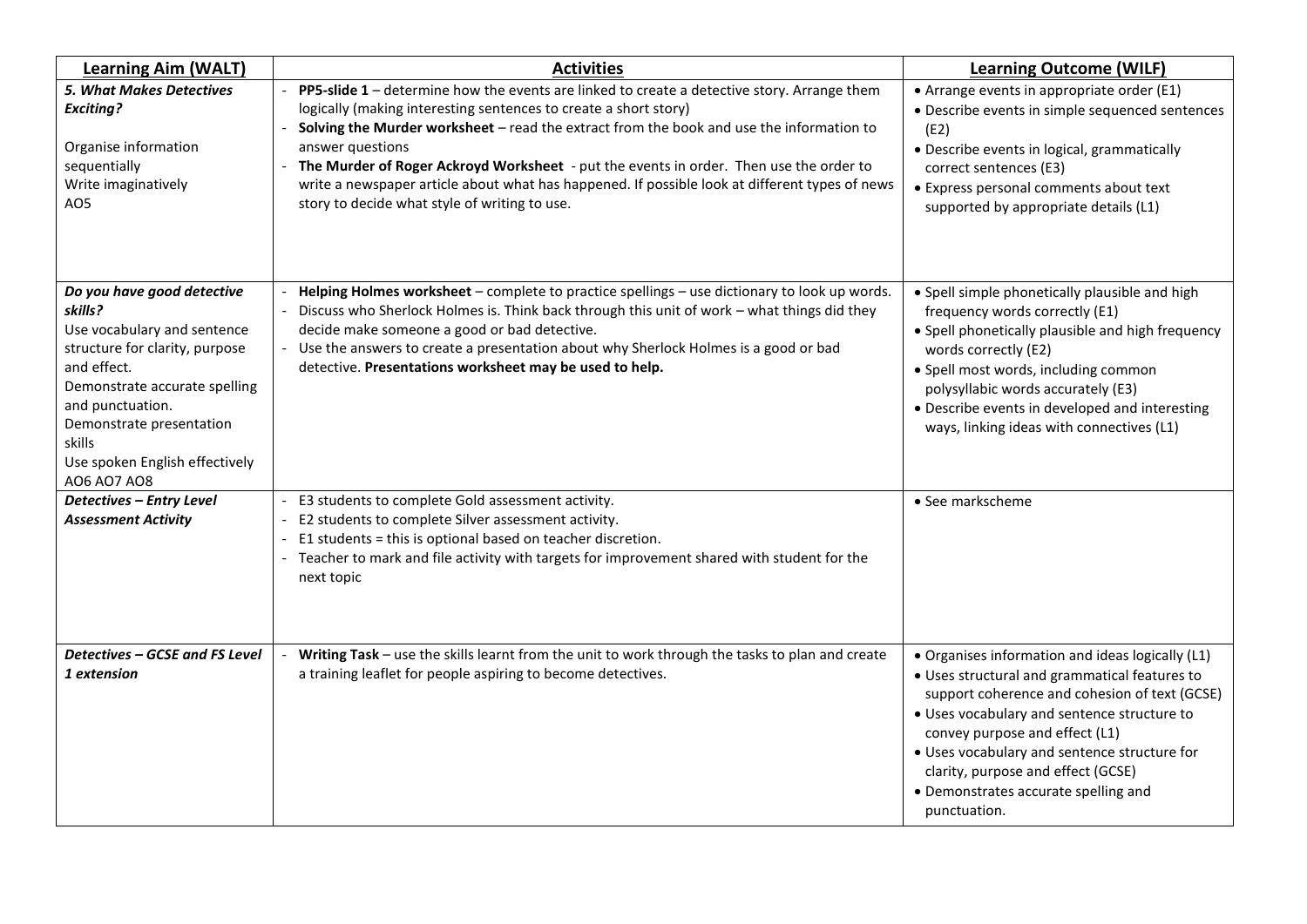| Learning Aim (WALT) | Activities | Learning Outcome (WILF) |
|---|---|---|
| ***5. What Makes Detectives Exciting?***<br><br>Organise information sequentially<br>Write imaginatively<br>AO5 | - **PP5-slide 1** – determine how the events are linked to create a detective story. Arrange them logically (making interesting sentences to create a short story)<br>- **Solving the Murder worksheet** – read the extract from the book and use the information to answer questions<br>- **The Murder of Roger Ackroyd Worksheet** - put the events in order. Then use the order to write a newspaper article about what has happened. If possible look at different types of news story to decide what style of writing to use. | • Arrange events in appropriate order (E1)<br>• Describe events in simple sequenced sentences (E2)<br>• Describe events in logical, grammatically correct sentences (E3)<br>• Express personal comments about text supported by appropriate details (L1) |
| ***Do you have good detective skills?***<br>Use vocabulary and sentence structure for clarity, purpose and effect.<br>Demonstrate accurate spelling and punctuation.<br>Demonstrate presentation skills<br>Use spoken English effectively<br>AO6 AO7 AO8 | - **Helping Holmes worksheet** – complete to practice spellings – use dictionary to look up words.<br>- Discuss who Sherlock Holmes is. Think back through this unit of work – what things did they decide make someone a good or bad detective.<br>- Use the answers to create a presentation about why Sherlock Holmes is a good or bad detective. **Presentations worksheet may be used to help.** | • Spell simple phonetically plausible and high frequency words correctly (E1)<br>• Spell phonetically plausible and high frequency words correctly (E2)<br>• Spell most words, including common polysyllabic words accurately (E3)<br>• Describe events in developed and interesting ways, linking ideas with connectives (L1) |
| ***Detectives – Entry Level Assessment Activity*** | - E3 students to complete Gold assessment activity.<br>- E2 students to complete Silver assessment activity.<br>- E1 students = this is optional based on teacher discretion.<br>- Teacher to mark and file activity with targets for improvement shared with student for the next topic | • See markscheme |
| ***Detectives – GCSE and FS Level 1 extension*** | - **Writing Task** – use the skills learnt from the unit to work through the tasks to plan and create a training leaflet for people aspiring to become detectives. | • Organises information and ideas logically (L1)<br>• Uses structural and grammatical features to support coherence and cohesion of text (GCSE)<br>• Uses vocabulary and sentence structure to convey purpose and effect (L1)<br>• Uses vocabulary and sentence structure for clarity, purpose and effect (GCSE)<br>• Demonstrates accurate spelling and punctuation. |